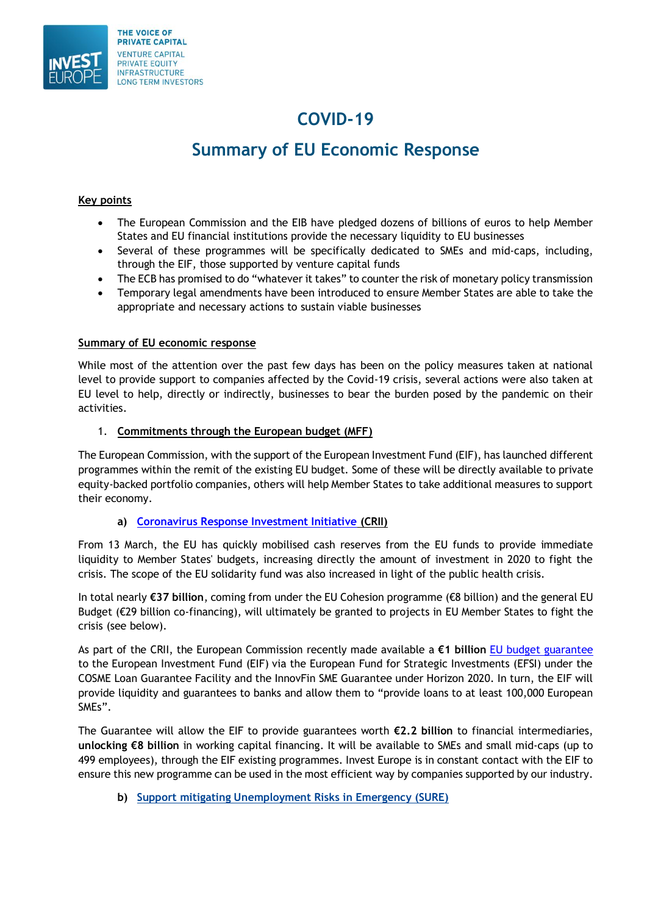# COVID-19

## Summary of EU Economic Response

**Key points**

- The European Commission and the EIB have pledged dozens of billions of euros to help Member States and EU financial institutions provide the necessary liquidity to EU businesses
- Several of these programmes will be specifically dedicated to SMEs and mid-caps, including, through the EIF, those supported by venture capital funds
- The ECB has promised to do "whatever it takes" to counter the risk of monetary policy transmission
- Temporary legal amendments have been introduced to ensure Member States are able to take the appropriate and necessary actions to sustain viable businesses

**Summary of EU economic response**

While most of the attention over the past few days has been on the policy measures taken at national level to provide support to companies affected by the Covid-19 crisis, several actions were also taken at EU level to help, directly or indirectly, businesses to bear the burden posed by the pandemic on their activities.

1. **Commitments through the European budget (MFF)**

The European Commission, with the support of the European Investment Fund (EIF), has launched different programmes within the remit of the existing EU budget. Some of these will be directly available to private equity-backed portfolio companies, others will help Member States to take additional measures to support their economy.

**a) Coronavirus Response Investment Initiative (CRII)**

From 13 March, the EU has quickly mobilised cash reserves from the EU funds to provide immediate liquidity to Member States' budgets, increasing directly the amount of investment in 2020 to fight the crisis. The scope of the EU solidarity fund was also increased in light of the public health crisis.

In total nearly **€37 billion**, coming from under the EU Cohesion programme (€8 billion) and the general EU Budget (€29 billion co-financing), will ultimately be granted to projects in EU Member States to fight the crisis (see below).

As part of the CRII, the European Commission recently made available a **€1 billion** EU budget guarantee to the European Investment Fund (EIF) via the European Fund for Strategic Investments (EFSI) under the COSME Loan Guarantee Facility and the InnovFin SME Guarantee under Horizon 2020. In turn, the EIF will provide liquidity and guarantees to banks and allow them to "provide loans to at least 100,000 European SMEs".

The Guarantee will allow the EIF to provide guarantees worth **€2.2 billion** to financial intermediaries, **unlocking €8 billion** in working capital financing. It will be available to SMEs and small mid-caps (up to 499 employees), through the EIF existing programmes. Invest Europe is in constant contact with the EIF to ensure this new programme can be used in the most efficient way by companies supported by our industry.

**b) Support mitigating Unemployment Risks in Emergency (SURE)**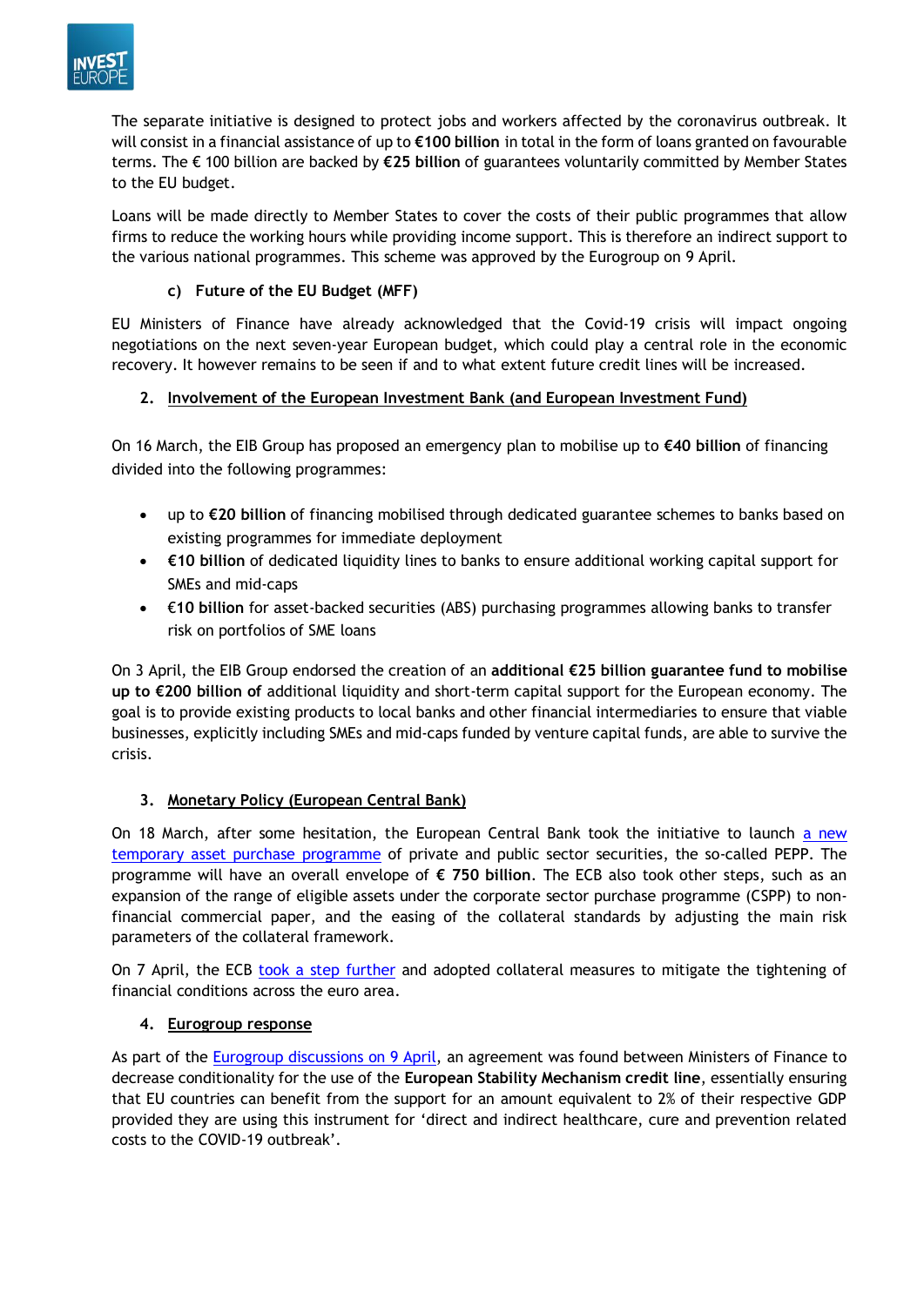The separate initiative is designed to protect jobs and workers affected by the coronavirus outbreak. It will consist in a financial assistance of up to **€100 billion** in total in the form of loans granted on favourable terms. The € 100 billion are backed by **€25 billion** of guarantees voluntarily committed by Member States to the EU budget.

Loans will be made directly to Member States to cover the costs of their public programmes that allow firms to reduce the working hours while providing income support. This is therefore an indirect support to the various national programmes. This scheme was approved by the Eurogroup on 9 April.

#### c) Future of the EU Budget (MFF)

EU Ministers of Finance have already acknowledged that the Covid-19 crisis will impact ongoing negotiations on the next seven-year European budget, which could play a central role in the economic recovery. It however remains to be seen if and to what extent future credit lines will be increased.

### 2. Involvement of the European Investment Bank (and European Investment Fund)

On 16 March, the EIB Group has proposed an emergency plan to mobilise up to **€40 billion** of financing divided into the following programmes:

- up to **€20 billion** of financing mobilised through dedicated guarantee schemes to banks based on existing programmes for immediate deployment
- **€10 billion** of dedicated liquidity lines to banks to ensure additional working capital support for SMEs and mid-caps
- **€10 billion** for asset-backed securities (ABS) purchasing programmes allowing banks to transfer risk on portfolios of SME loans

On 3 April, the EIB Group endorsed the creation of an **additional €25 billion guarantee fund to mobilise up to €200 billion of** additional liquidity and short-term capital support for the European economy. The goal is to provide existing products to local banks and other financial intermediaries to ensure that viable businesses, explicitly including SMEs and mid-caps funded by venture capital funds, are able to survive the crisis.

### 3. Monetary Policy (European Central Bank)

On 18 March, after some hesitation, the European Central Bank took the initiative to launch a new temporary asset purchase programme of private and public sector securities, the so-called PEPP. The programme will have an overall envelope of **€ 750 billion**. The ECB also took other steps, such as an expansion of the range of eligible assets under the corporate sector purchase programme (CSPP) to non-financial commercial paper, and the easing of the collateral standards by adjusting the main risk parameters of the collateral framework.

On 7 April, the ECB took a step further and adopted collateral measures to mitigate the tightening of financial conditions across the euro area.

### 4. Eurogroup response

As part of the Eurogroup discussions on 9 April, an agreement was found between Ministers of Finance to decrease conditionality for the use of the **European Stability Mechanism credit line**, essentially ensuring that EU countries can benefit from the support for an amount equivalent to 2% of their respective GDP provided they are using this instrument for 'direct and indirect healthcare, cure and prevention related costs to the COVID-19 outbreak'.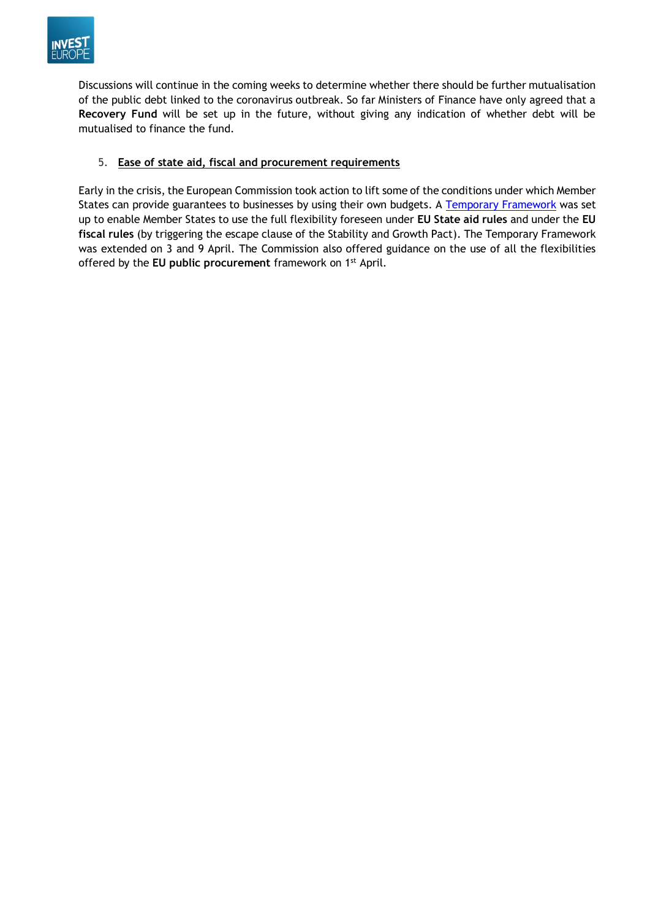Discussions will continue in the coming weeks to determine whether there should be further mutualisation of the public debt linked to the coronavirus outbreak. So far Ministers of Finance have only agreed that a **Recovery Fund** will be set up in the future, without giving any indication of whether debt will be mutualised to finance the fund.

5. **Ease of state aid, fiscal and procurement requirements**

Early in the crisis, the European Commission took action to lift some of the conditions under which Member States can provide guarantees to businesses by using their own budgets. A Temporary Framework was set up to enable Member States to use the full flexibility foreseen under **EU State aid rules** and under the **EU fiscal rules** (by triggering the escape clause of the Stability and Growth Pact). The Temporary Framework was extended on 3 and 9 April. The Commission also offered guidance on the use of all the flexibilities offered by the **EU public procurement** framework on 1st April.